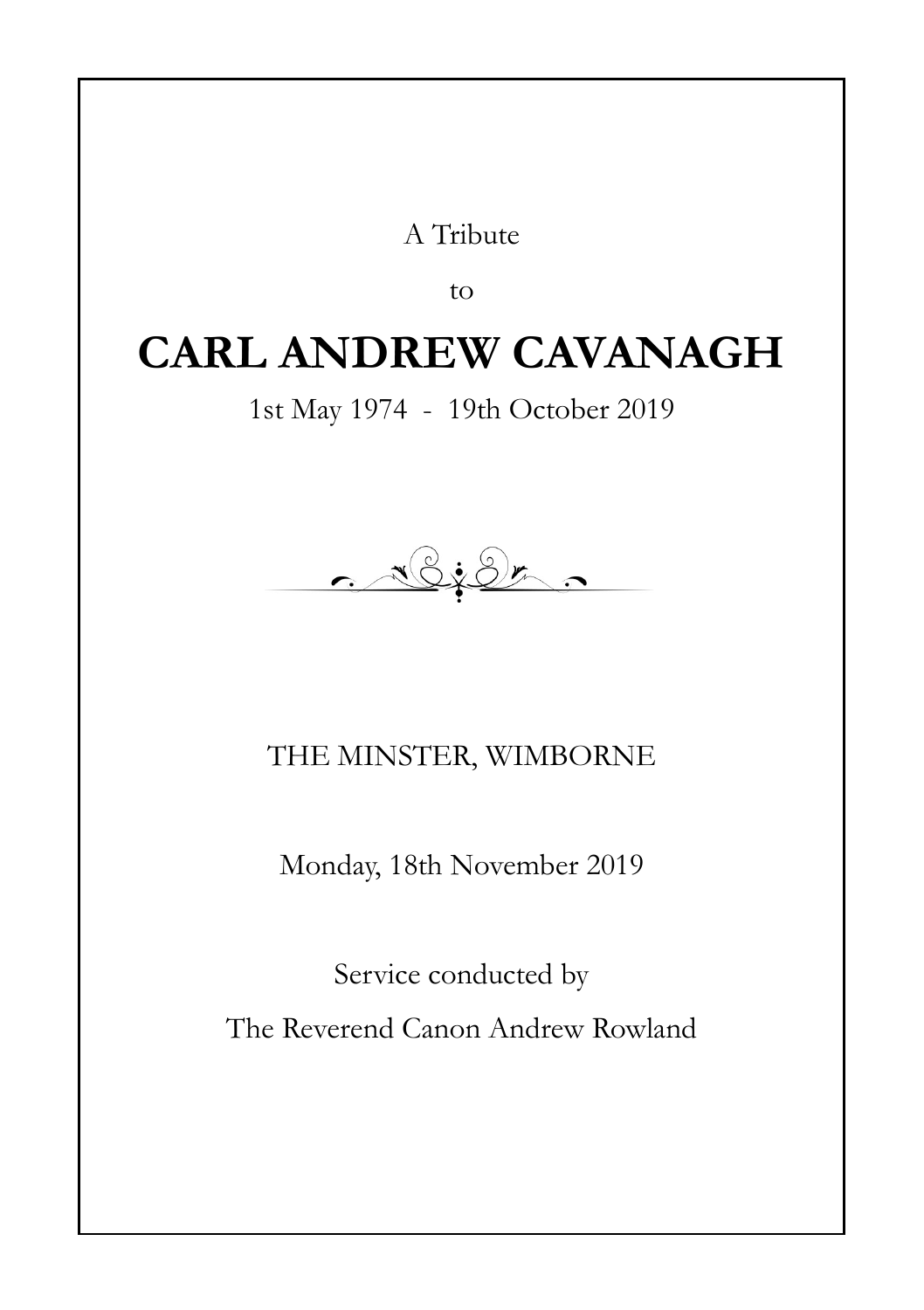A Tribute

to

# CARL ANDREW CAVANAGH

1st May 1974 - 19th October 2019

THE MINSTER, WIMBORNE

Monday, 18th November 2019

Service conducted by

The Reverend Canon Andrew Rowland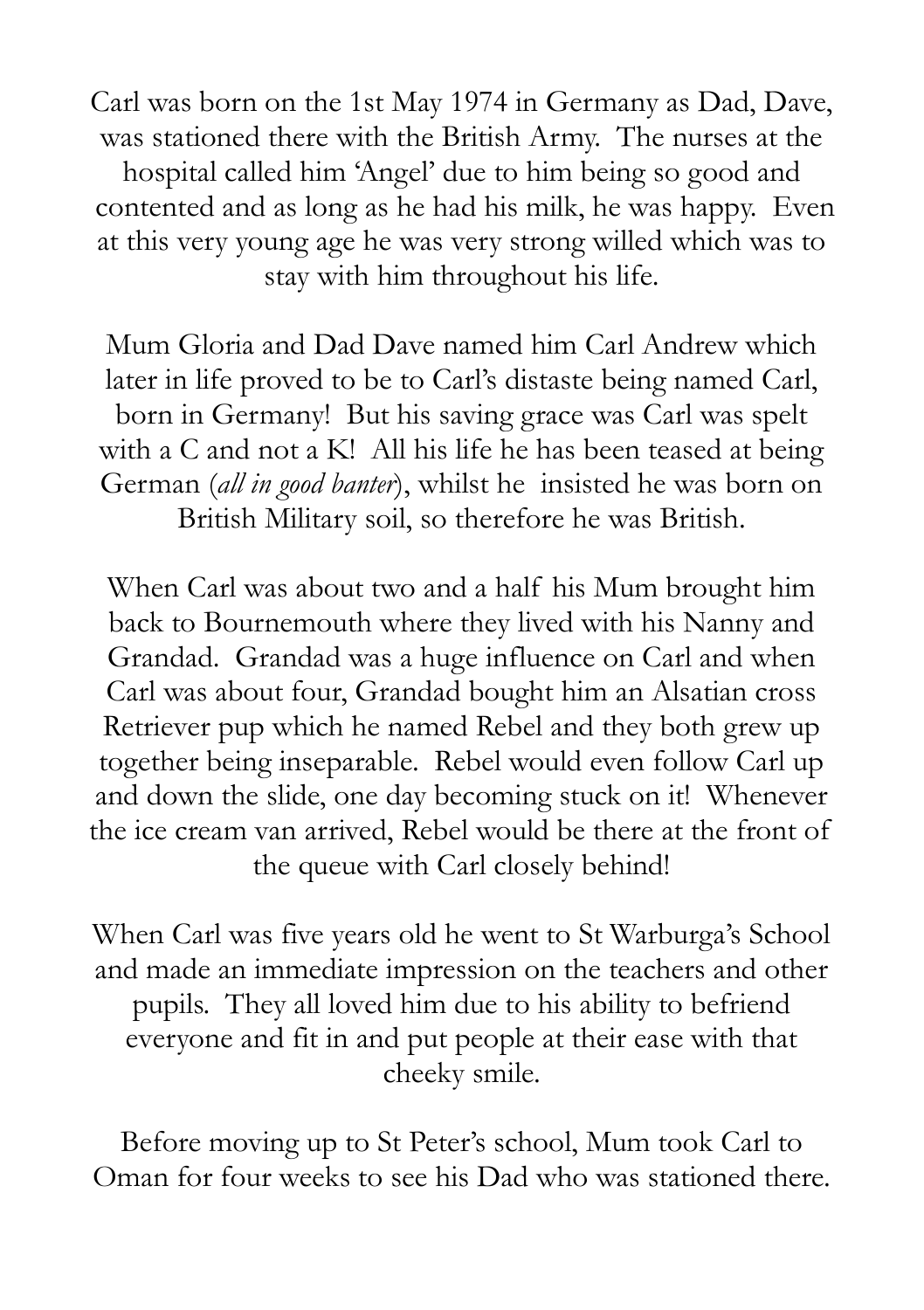Carl was born on the 1st May 1974 in Germany as Dad, Dave, was stationed there with the British Army. The nurses at the hospital called him 'Angel' due to him being so good and contented and as long as he had his milk, he was happy. Even at this very young age he was very strong willed which was to stay with him throughout his life.

Mum Gloria and Dad Dave named him Carl Andrew which later in life proved to be to Carl's distaste being named Carl, born in Germany! But his saving grace was Carl was spelt with a C and not a K! All his life he has been teased at being German (*all in good banter*), whilst he insisted he was born on British Military soil, so therefore he was British.

When Carl was about two and a half his Mum brought him back to Bournemouth where they lived with his Nanny and Grandad. Grandad was a huge influence on Carl and when Carl was about four, Grandad bought him an Alsatian cross Retriever pup which he named Rebel and they both grew up together being inseparable. Rebel would even follow Carl up and down the slide, one day becoming stuck on it! Whenever the ice cream van arrived, Rebel would be there at the front of the queue with Carl closely behind!

When Carl was five years old he went to St Warburga's School and made an immediate impression on the teachers and other pupils. They all loved him due to his ability to befriend everyone and fit in and put people at their ease with that cheeky smile.

Before moving up to St Peter's school, Mum took Carl to Oman for four weeks to see his Dad who was stationed there.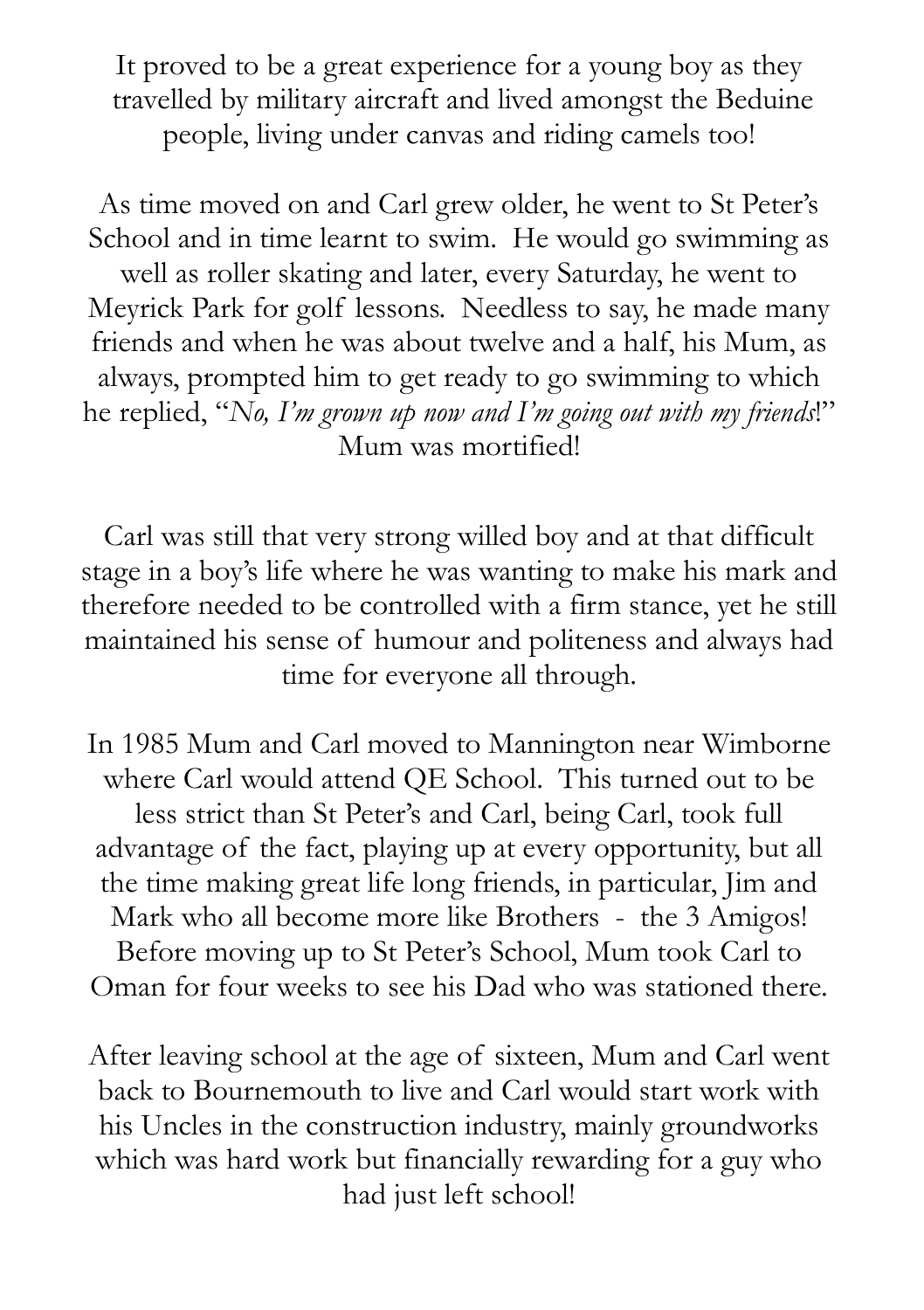It proved to be a great experience for a young boy as they travelled by military aircraft and lived amongst the Beduine people, living under canvas and riding camels too!

As time moved on and Carl grew older, he went to St Peter's School and in time learnt to swim. He would go swimming as well as roller skating and later, every Saturday, he went to Meyrick Park for golf lessons. Needless to say, he made many friends and when he was about twelve and a half, his Mum, as always, prompted him to get ready to go swimming to which he replied, "*No, I'm grown up now and I'm going out with my friends*!" Mum was mortified!

Carl was still that very strong willed boy and at that difficult stage in a boy's life where he was wanting to make his mark and therefore needed to be controlled with a firm stance, yet he still maintained his sense of humour and politeness and always had time for everyone all through.

In 1985 Mum and Carl moved to Mannington near Wimborne where Carl would attend QE School. This turned out to be less strict than St Peter's and Carl, being Carl, took full advantage of the fact, playing up at every opportunity, but all the time making great life long friends, in particular, Jim and Mark who all become more like Brothers - the 3 Amigos! Before moving up to St Peter's School, Mum took Carl to Oman for four weeks to see his Dad who was stationed there.

After leaving school at the age of sixteen, Mum and Carl went back to Bournemouth to live and Carl would start work with his Uncles in the construction industry, mainly groundworks which was hard work but financially rewarding for a guy who had just left school!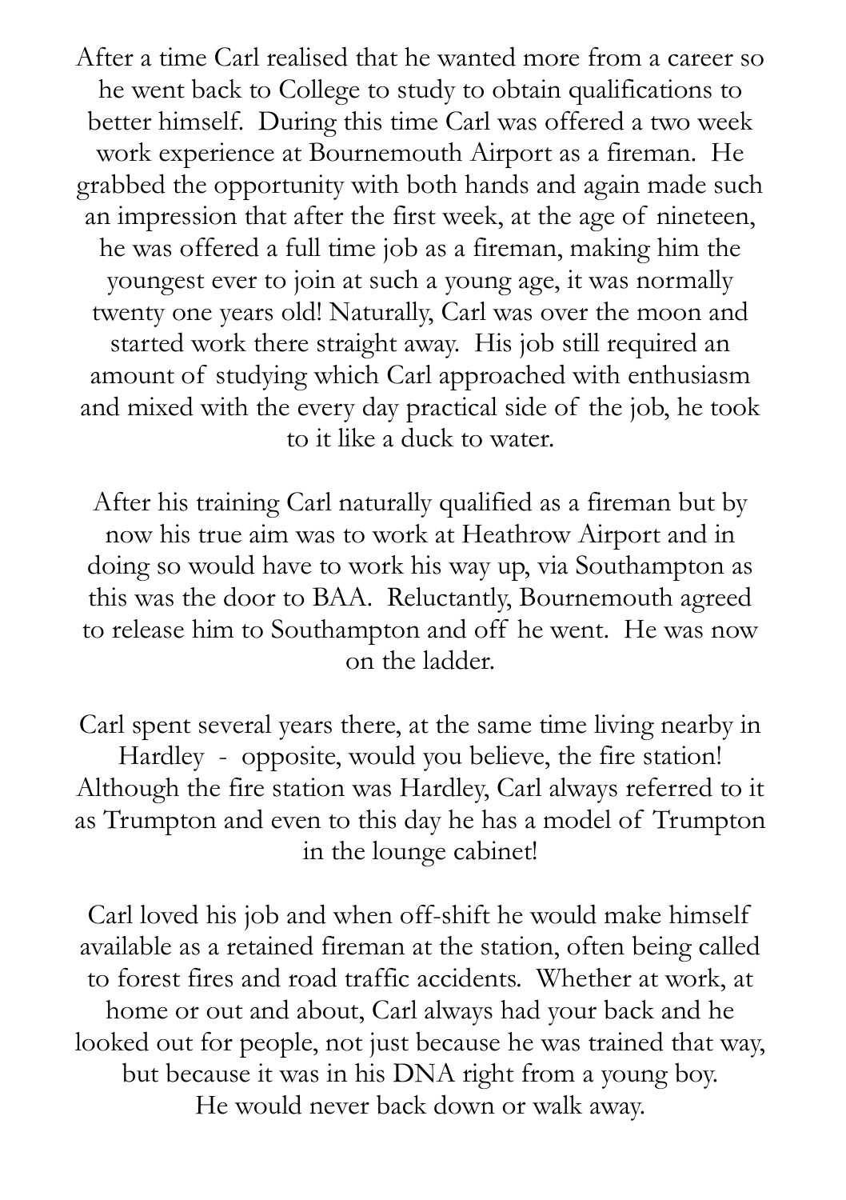After a time Carl realised that he wanted more from a career so he went back to College to study to obtain qualifications to better himself. During this time Carl was offered a two week work experience at Bournemouth Airport as a fireman. He grabbed the opportunity with both hands and again made such an impression that after the first week, at the age of nineteen, he was offered a full time job as a fireman, making him the youngest ever to join at such a young age, it was normally twenty one years old! Naturally, Carl was over the moon and started work there straight away. His job still required an amount of studying which Carl approached with enthusiasm and mixed with the every day practical side of the job, he took to it like a duck to water.

After his training Carl naturally qualified as a fireman but by now his true aim was to work at Heathrow Airport and in doing so would have to work his way up, via Southampton as this was the door to BAA. Reluctantly, Bournemouth agreed to release him to Southampton and off he went. He was now on the ladder.

Carl spent several years there, at the same time living nearby in Hardley - opposite, would you believe, the fire station! Although the fire station was Hardley, Carl always referred to it as Trumpton and even to this day he has a model of Trumpton in the lounge cabinet!

Carl loved his job and when off-shift he would make himself available as a retained fireman at the station, often being called to forest fires and road traffic accidents. Whether at work, at home or out and about, Carl always had your back and he looked out for people, not just because he was trained that way, but because it was in his DNA right from a young boy. He would never back down or walk away.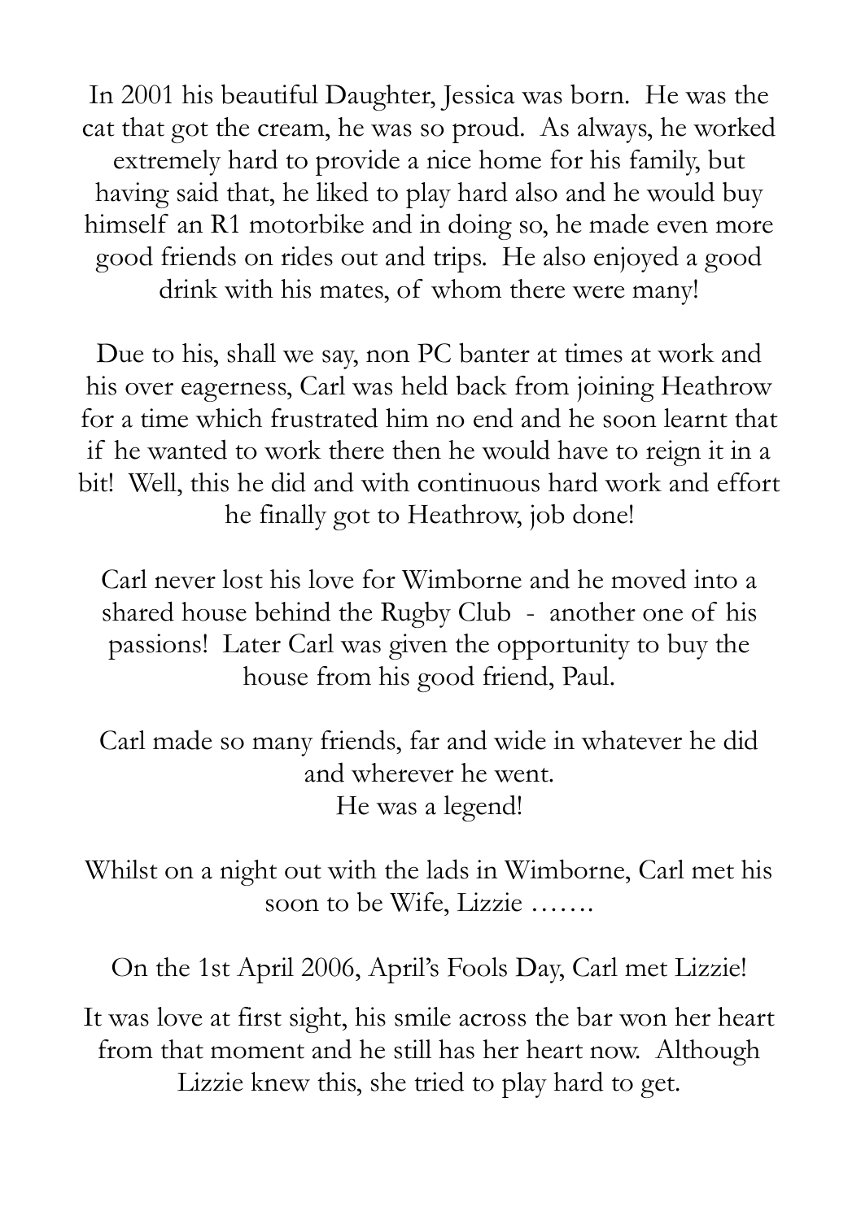In 2001 his beautiful Daughter, Jessica was born. He was the cat that got the cream, he was so proud. As always, he worked extremely hard to provide a nice home for his family, but having said that, he liked to play hard also and he would buy himself an R1 motorbike and in doing so, he made even more good friends on rides out and trips. He also enjoyed a good drink with his mates, of whom there were many!

Due to his, shall we say, non PC banter at times at work and his over eagerness, Carl was held back from joining Heathrow for a time which frustrated him no end and he soon learnt that if he wanted to work there then he would have to reign it in a bit! Well, this he did and with continuous hard work and effort he finally got to Heathrow, job done!

Carl never lost his love for Wimborne and he moved into a shared house behind the Rugby Club - another one of his passions! Later Carl was given the opportunity to buy the house from his good friend, Paul.

Carl made so many friends, far and wide in whatever he did and wherever he went.
He was a legend!

Whilst on a night out with the lads in Wimborne, Carl met his soon to be Wife, Lizzie …….

On the 1st April 2006, April's Fools Day, Carl met Lizzie!

It was love at first sight, his smile across the bar won her heart from that moment and he still has her heart now. Although Lizzie knew this, she tried to play hard to get.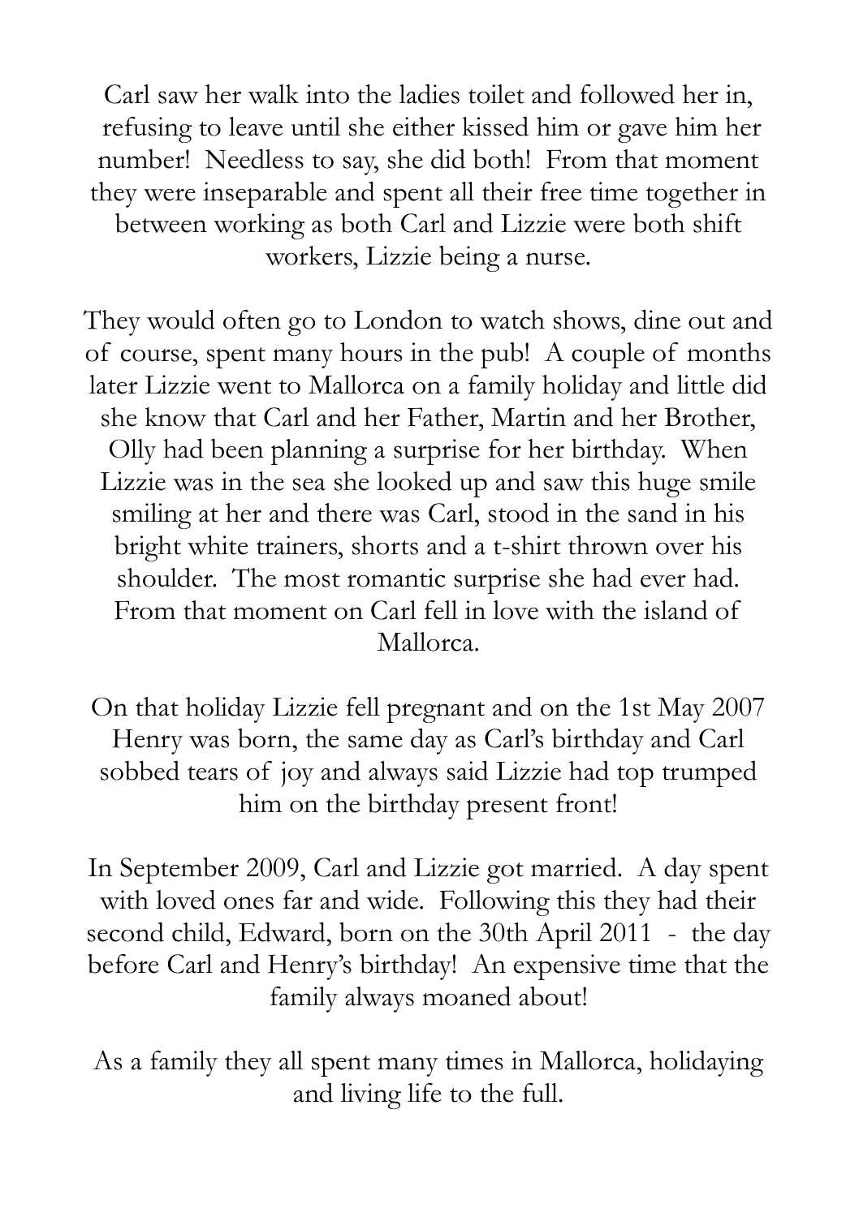Carl saw her walk into the ladies toilet and followed her in, refusing to leave until she either kissed him or gave him her number! Needless to say, she did both! From that moment they were inseparable and spent all their free time together in between working as both Carl and Lizzie were both shift workers, Lizzie being a nurse.

They would often go to London to watch shows, dine out and of course, spent many hours in the pub! A couple of months later Lizzie went to Mallorca on a family holiday and little did she know that Carl and her Father, Martin and her Brother, Olly had been planning a surprise for her birthday. When Lizzie was in the sea she looked up and saw this huge smile smiling at her and there was Carl, stood in the sand in his bright white trainers, shorts and a t-shirt thrown over his shoulder. The most romantic surprise she had ever had. From that moment on Carl fell in love with the island of Mallorca.

On that holiday Lizzie fell pregnant and on the 1st May 2007 Henry was born, the same day as Carl's birthday and Carl sobbed tears of joy and always said Lizzie had top trumped him on the birthday present front!

In September 2009, Carl and Lizzie got married. A day spent with loved ones far and wide. Following this they had their second child, Edward, born on the 30th April 2011 - the day before Carl and Henry's birthday! An expensive time that the family always moaned about!

As a family they all spent many times in Mallorca, holidaying and living life to the full.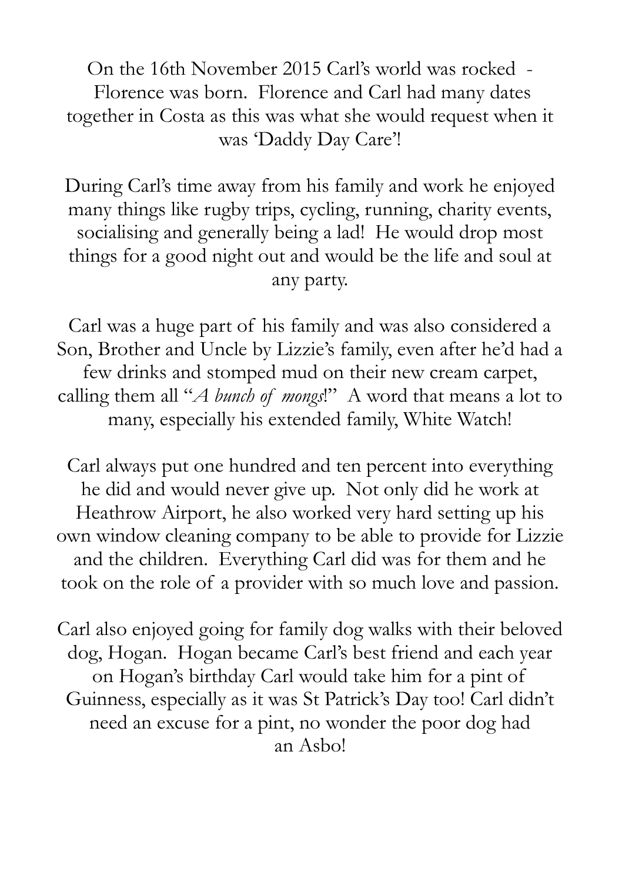On the 16th November 2015 Carl's world was rocked - Florence was born. Florence and Carl had many dates together in Costa as this was what she would request when it was 'Daddy Day Care'!

During Carl's time away from his family and work he enjoyed many things like rugby trips, cycling, running, charity events, socialising and generally being a lad! He would drop most things for a good night out and would be the life and soul at any party.

Carl was a huge part of his family and was also considered a Son, Brother and Uncle by Lizzie's family, even after he'd had a few drinks and stomped mud on their new cream carpet, calling them all "*A bunch of mongs*!" A word that means a lot to many, especially his extended family, White Watch!

Carl always put one hundred and ten percent into everything he did and would never give up. Not only did he work at Heathrow Airport, he also worked very hard setting up his own window cleaning company to be able to provide for Lizzie and the children. Everything Carl did was for them and he took on the role of a provider with so much love and passion.

Carl also enjoyed going for family dog walks with their beloved dog, Hogan. Hogan became Carl's best friend and each year on Hogan's birthday Carl would take him for a pint of Guinness, especially as it was St Patrick's Day too! Carl didn't need an excuse for a pint, no wonder the poor dog had an Asbo!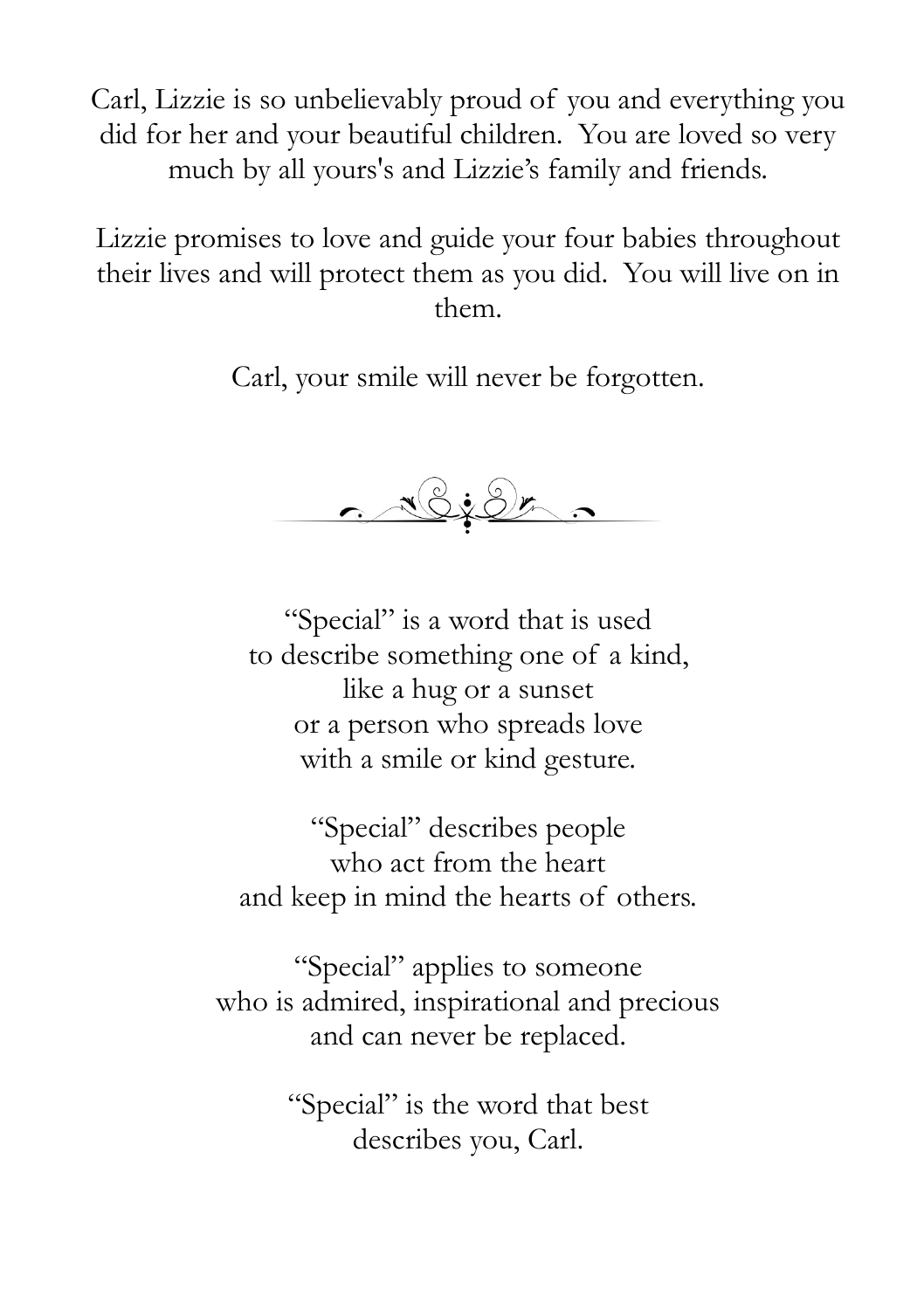Carl, Lizzie is so unbelievably proud of you and everything you did for her and your beautiful children. You are loved so very much by all yours's and Lizzie's family and friends.

Lizzie promises to love and guide your four babies throughout their lives and will protect them as you did. You will live on in them.

Carl, your smile will never be forgotten.

---

"Special" is a word that is used
to describe something one of a kind,
like a hug or a sunset
or a person who spreads love
with a smile or kind gesture.

"Special" describes people
who act from the heart
and keep in mind the hearts of others.

"Special" applies to someone
who is admired, inspirational and precious
and can never be replaced.

"Special" is the word that best
describes you, Carl.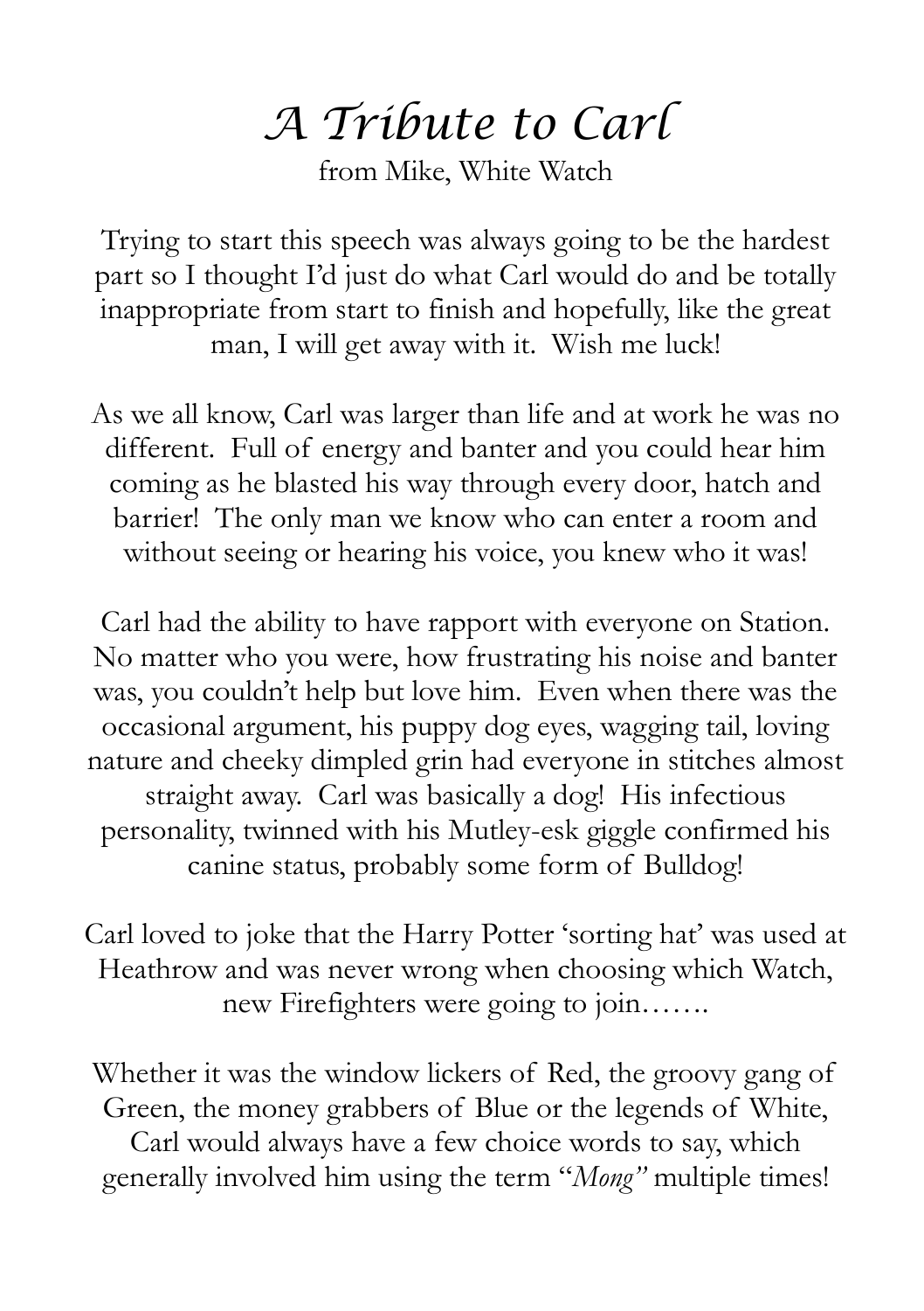# *A Tribute to Carl*

from Mike, White Watch

Trying to start this speech was always going to be the hardest part so I thought I'd just do what Carl would do and be totally inappropriate from start to finish and hopefully, like the great man, I will get away with it. Wish me luck!

As we all know, Carl was larger than life and at work he was no different. Full of energy and banter and you could hear him coming as he blasted his way through every door, hatch and barrier! The only man we know who can enter a room and without seeing or hearing his voice, you knew who it was!

Carl had the ability to have rapport with everyone on Station. No matter who you were, how frustrating his noise and banter was, you couldn't help but love him. Even when there was the occasional argument, his puppy dog eyes, wagging tail, loving nature and cheeky dimpled grin had everyone in stitches almost straight away. Carl was basically a dog! His infectious personality, twinned with his Mutley-esk giggle confirmed his canine status, probably some form of Bulldog!

Carl loved to joke that the Harry Potter 'sorting hat' was used at Heathrow and was never wrong when choosing which Watch, new Firefighters were going to join…….

Whether it was the window lickers of Red, the groovy gang of Green, the money grabbers of Blue or the legends of White, Carl would always have a few choice words to say, which generally involved him using the term "*Mong*" multiple times!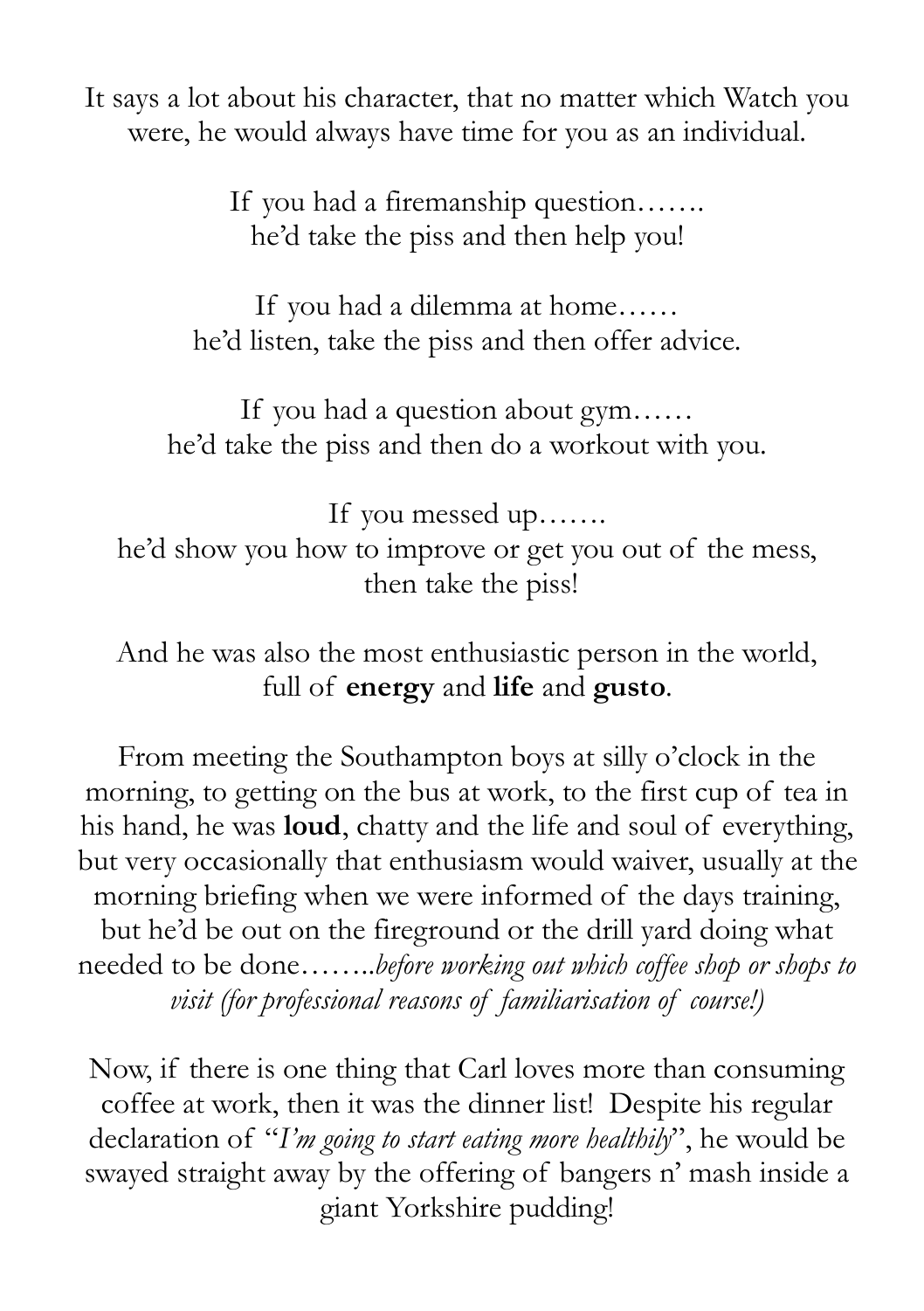It says a lot about his character, that no matter which Watch you were, he would always have time for you as an individual.

If you had a firemanship question…….
he'd take the piss and then help you!

If you had a dilemma at home……
he'd listen, take the piss and then offer advice.

If you had a question about gym……
he'd take the piss and then do a workout with you.

If you messed up…….
he'd show you how to improve or get you out of the mess, then take the piss!

And he was also the most enthusiastic person in the world, full of **energy** and **life** and **gusto**.

From meeting the Southampton boys at silly o'clock in the morning, to getting on the bus at work, to the first cup of tea in his hand, he was **loud**, chatty and the life and soul of everything, but very occasionally that enthusiasm would waiver, usually at the morning briefing when we were informed of the days training, but he'd be out on the fireground or the drill yard doing what needed to be done……..*before working out which coffee shop or shops to visit (for professional reasons of familiarisation of course!)*

Now, if there is one thing that Carl loves more than consuming coffee at work, then it was the dinner list! Despite his regular declaration of "*I'm going to start eating more healthily*", he would be swayed straight away by the offering of bangers n' mash inside a giant Yorkshire pudding!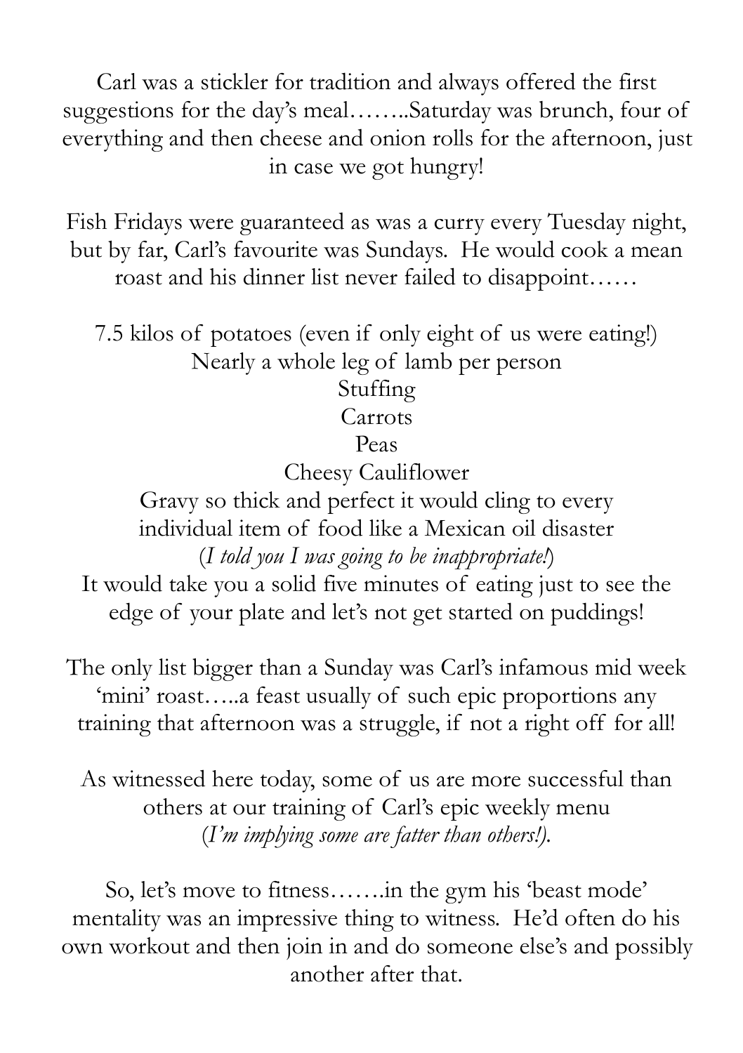Carl was a stickler for tradition and always offered the first suggestions for the day's meal……..Saturday was brunch, four of everything and then cheese and onion rolls for the afternoon, just in case we got hungry!

Fish Fridays were guaranteed as was a curry every Tuesday night, but by far, Carl's favourite was Sundays. He would cook a mean roast and his dinner list never failed to disappoint……

7.5 kilos of potatoes (even if only eight of us were eating!)
Nearly a whole leg of lamb per person
Stuffing
Carrots
Peas
Cheesy Cauliflower
Gravy so thick and perfect it would cling to every individual item of food like a Mexican oil disaster
(*I told you I was going to be inappropriate!*)
It would take you a solid five minutes of eating just to see the edge of your plate and let's not get started on puddings!

The only list bigger than a Sunday was Carl's infamous mid week 'mini' roast…..a feast usually of such epic proportions any training that afternoon was a struggle, if not a right off for all!

As witnessed here today, some of us are more successful than others at our training of Carl's epic weekly menu
(*I'm implying some are fatter than others!*).

So, let's move to fitness…….in the gym his 'beast mode' mentality was an impressive thing to witness. He'd often do his own workout and then join in and do someone else's and possibly another after that.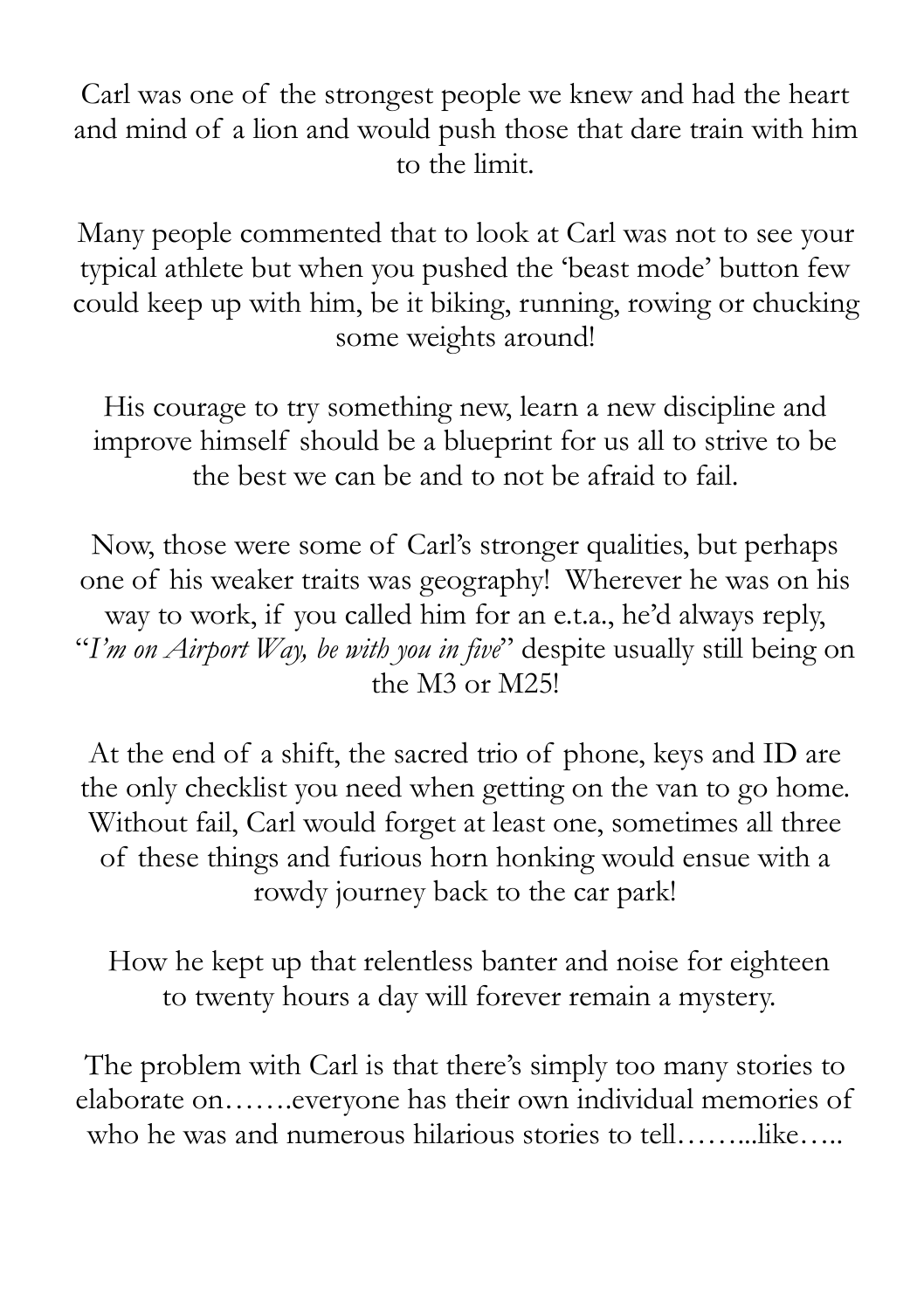Carl was one of the strongest people we knew and had the heart and mind of a lion and would push those that dare train with him to the limit.

Many people commented that to look at Carl was not to see your typical athlete but when you pushed the 'beast mode' button few could keep up with him, be it biking, running, rowing or chucking some weights around!

His courage to try something new, learn a new discipline and improve himself should be a blueprint for us all to strive to be the best we can be and to not be afraid to fail.

Now, those were some of Carl's stronger qualities, but perhaps one of his weaker traits was geography! Wherever he was on his way to work, if you called him for an e.t.a., he'd always reply, "*I'm on Airport Way, be with you in five*" despite usually still being on the M3 or M25!

At the end of a shift, the sacred trio of phone, keys and ID are the only checklist you need when getting on the van to go home. Without fail, Carl would forget at least one, sometimes all three of these things and furious horn honking would ensue with a rowdy journey back to the car park!

How he kept up that relentless banter and noise for eighteen to twenty hours a day will forever remain a mystery.

The problem with Carl is that there's simply too many stories to elaborate on…….everyone has their own individual memories of who he was and numerous hilarious stories to tell……...like…..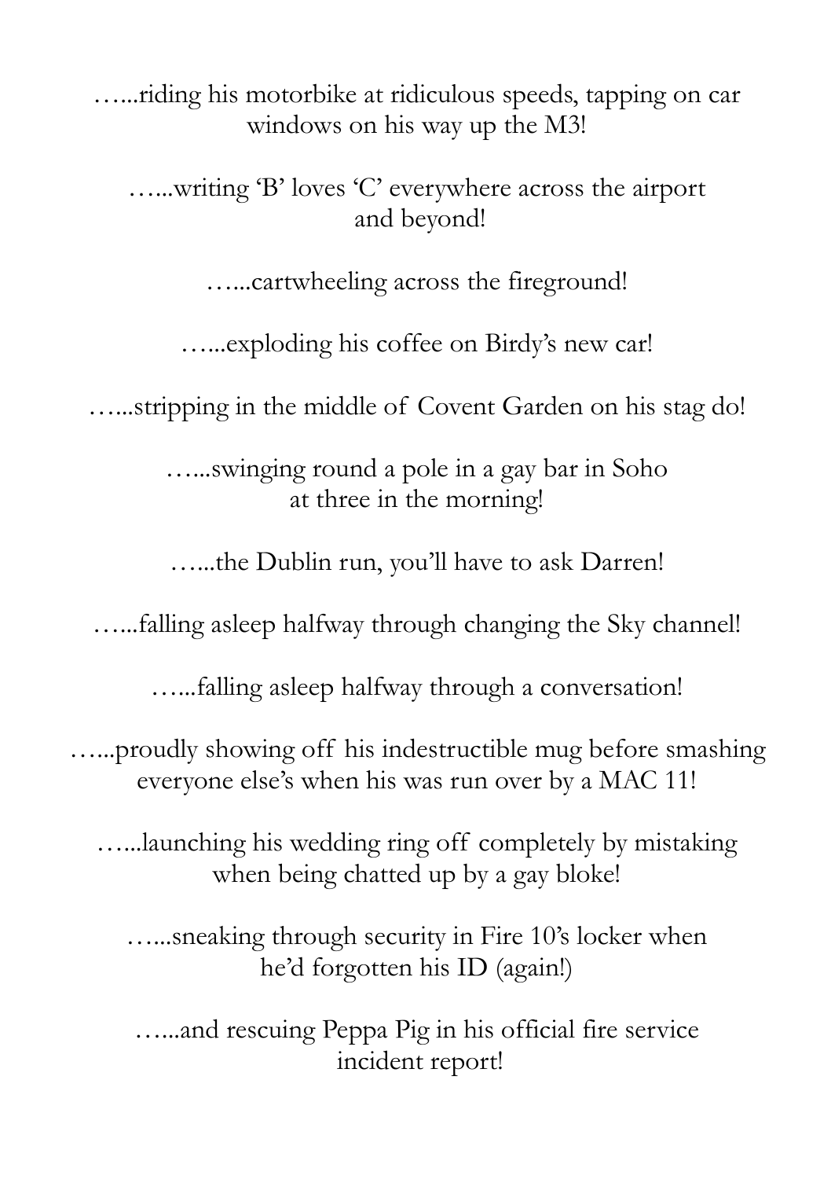…...riding his motorbike at ridiculous speeds, tapping on car windows on his way up the M3!

…...writing 'B' loves 'C' everywhere across the airport and beyond!

…...cartwheeling across the fireground!

…...exploding his coffee on Birdy's new car!

…...stripping in the middle of Covent Garden on his stag do!

…...swinging round a pole in a gay bar in Soho at three in the morning!

…...the Dublin run, you'll have to ask Darren!

…...falling asleep halfway through changing the Sky channel!

…...falling asleep halfway through a conversation!

…...proudly showing off his indestructible mug before smashing everyone else's when his was run over by a MAC 11!

…...launching his wedding ring off completely by mistaking when being chatted up by a gay bloke!

…...sneaking through security in Fire 10's locker when he'd forgotten his ID (again!)

…...and rescuing Peppa Pig in his official fire service incident report!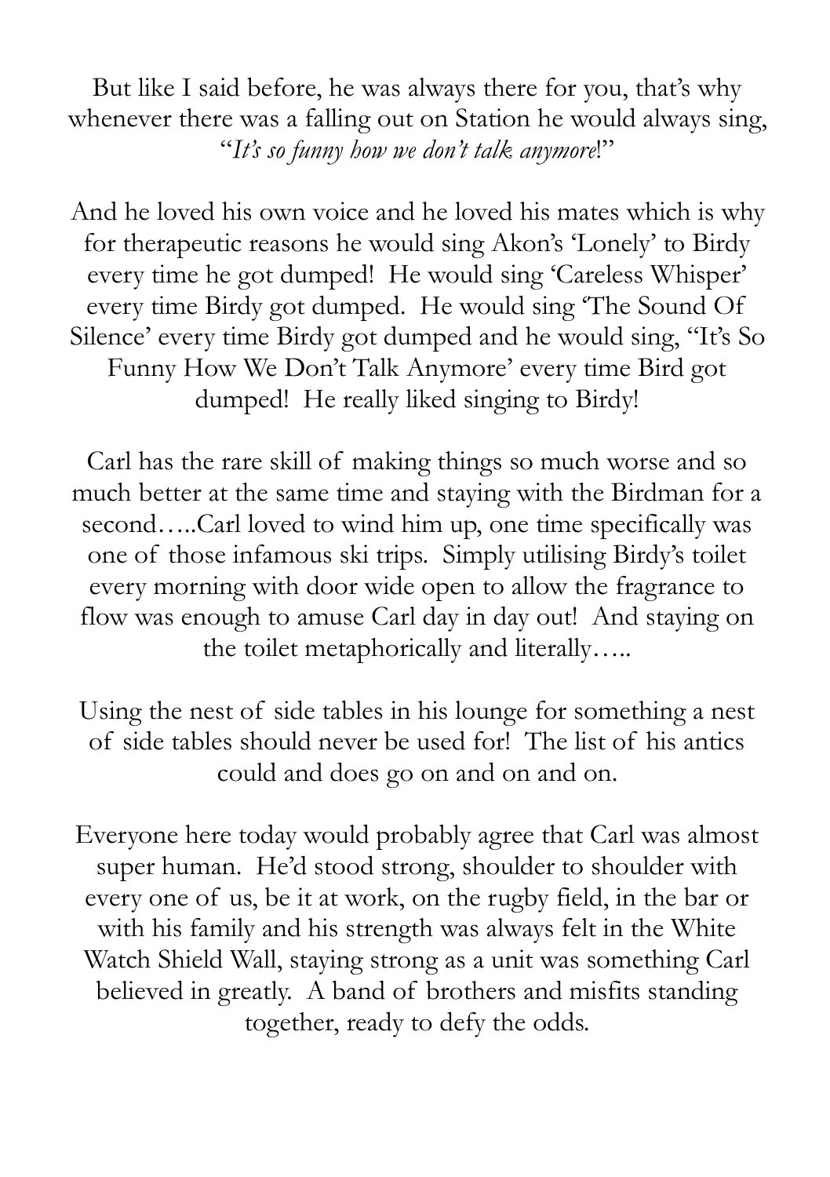But like I said before, he was always there for you, that's why whenever there was a falling out on Station he would always sing, "*It's so funny how we don't talk anymore*!"

And he loved his own voice and he loved his mates which is why for therapeutic reasons he would sing Akon's 'Lonely' to Birdy every time he got dumped! He would sing 'Careless Whisper' every time Birdy got dumped. He would sing 'The Sound Of Silence' every time Birdy got dumped and he would sing, "It's So Funny How We Don't Talk Anymore' every time Bird got dumped! He really liked singing to Birdy!

Carl has the rare skill of making things so much worse and so much better at the same time and staying with the Birdman for a second…..Carl loved to wind him up, one time specifically was one of those infamous ski trips. Simply utilising Birdy's toilet every morning with door wide open to allow the fragrance to flow was enough to amuse Carl day in day out! And staying on the toilet metaphorically and literally…..

Using the nest of side tables in his lounge for something a nest of side tables should never be used for! The list of his antics could and does go on and on and on.

Everyone here today would probably agree that Carl was almost super human. He'd stood strong, shoulder to shoulder with every one of us, be it at work, on the rugby field, in the bar or with his family and his strength was always felt in the White Watch Shield Wall, staying strong as a unit was something Carl believed in greatly. A band of brothers and misfits standing together, ready to defy the odds.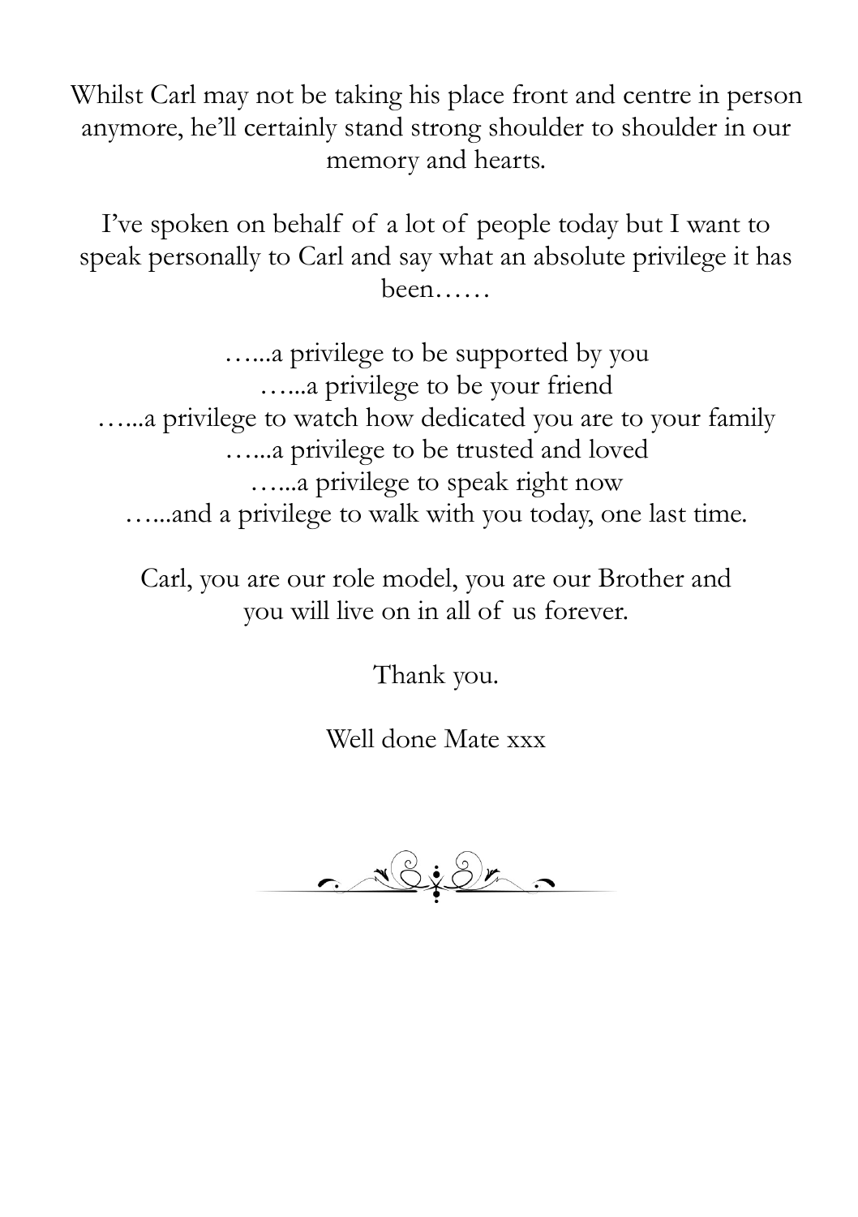Whilst Carl may not be taking his place front and centre in person anymore, he'll certainly stand strong shoulder to shoulder in our memory and hearts.

I've spoken on behalf of a lot of people today but I want to speak personally to Carl and say what an absolute privilege it has been……

…...a privilege to be supported by you
…...a privilege to be your friend
…...a privilege to watch how dedicated you are to your family
…...a privilege to be trusted and loved
…...a privilege to speak right now
…...and a privilege to walk with you today, one last time.

Carl, you are our role model, you are our Brother and you will live on in all of us forever.

Thank you.

Well done Mate xxx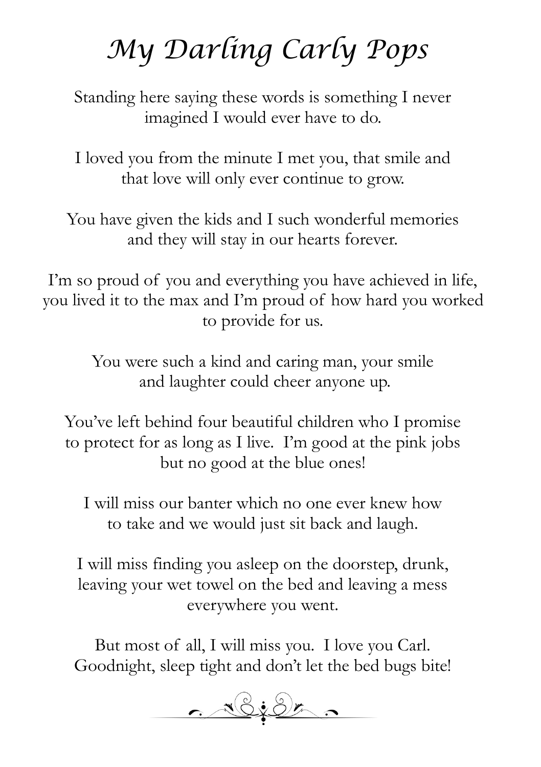# My Darling Carly Pops

Standing here saying these words is something I never imagined I would ever have to do.

I loved you from the minute I met you, that smile and that love will only ever continue to grow.

You have given the kids and I such wonderful memories and they will stay in our hearts forever.

I'm so proud of you and everything you have achieved in life, you lived it to the max and I'm proud of how hard you worked to provide for us.

You were such a kind and caring man, your smile and laughter could cheer anyone up.

You've left behind four beautiful children who I promise to protect for as long as I live. I'm good at the pink jobs but no good at the blue ones!

I will miss our banter which no one ever knew how to take and we would just sit back and laugh.

I will miss finding you asleep on the doorstep, drunk, leaving your wet towel on the bed and leaving a mess everywhere you went.

But most of all, I will miss you. I love you Carl. Goodnight, sleep tight and don't let the bed bugs bite!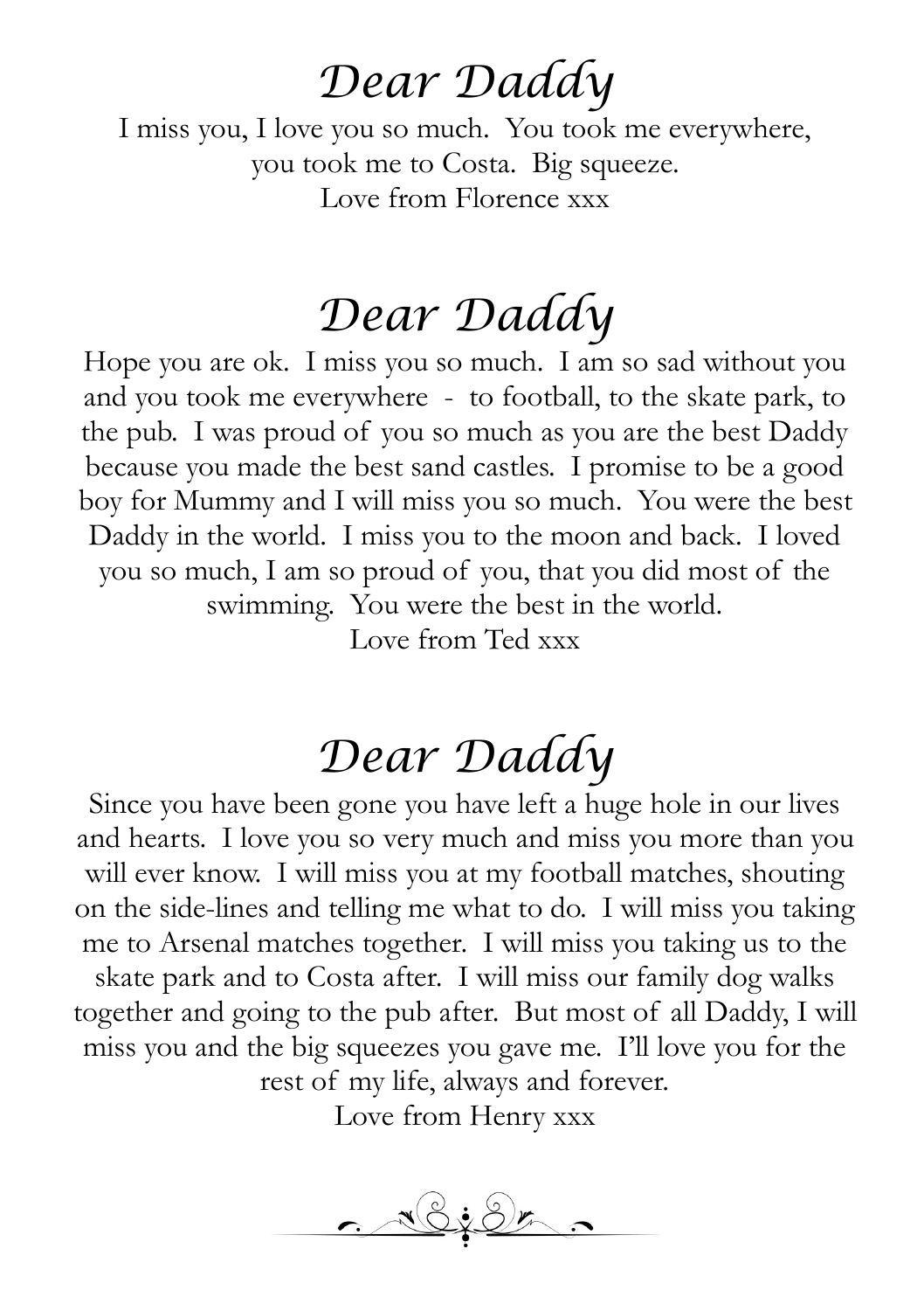# *Dear Daddy*

I miss you, I love you so much. You took me everywhere, you took me to Costa. Big squeeze.
Love from Florence xxx

# *Dear Daddy*

Hope you are ok. I miss you so much. I am so sad without you and you took me everywhere - to football, to the skate park, to the pub. I was proud of you so much as you are the best Daddy because you made the best sand castles. I promise to be a good boy for Mummy and I will miss you so much. You were the best Daddy in the world. I miss you to the moon and back. I loved you so much, I am so proud of you, that you did most of the swimming. You were the best in the world.
Love from Ted xxx

# *Dear Daddy*

Since you have been gone you have left a huge hole in our lives and hearts. I love you so very much and miss you more than you will ever know. I will miss you at my football matches, shouting on the side-lines and telling me what to do. I will miss you taking me to Arsenal matches together. I will miss you taking us to the skate park and to Costa after. I will miss our family dog walks together and going to the pub after. But most of all Daddy, I will miss you and the big squeezes you gave me. I'll love you for the rest of my life, always and forever.
Love from Henry xxx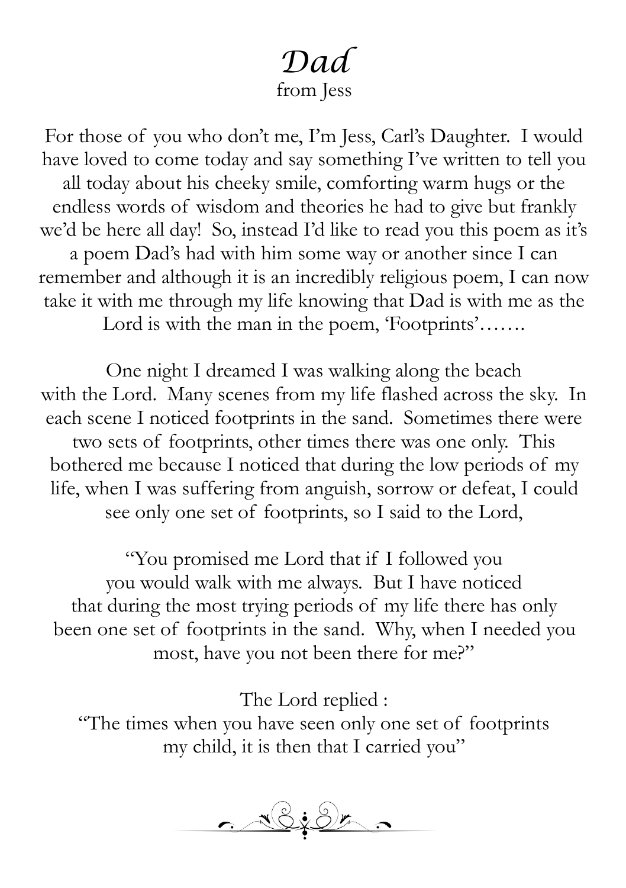# *Dad*

from Jess

For those of you who don't me, I'm Jess, Carl's Daughter. I would have loved to come today and say something I've written to tell you all today about his cheeky smile, comforting warm hugs or the endless words of wisdom and theories he had to give but frankly we'd be here all day! So, instead I'd like to read you this poem as it's a poem Dad's had with him some way or another since I can remember and although it is an incredibly religious poem, I can now take it with me through my life knowing that Dad is with me as the Lord is with the man in the poem, 'Footprints'…….

One night I dreamed I was walking along the beach with the Lord. Many scenes from my life flashed across the sky. In each scene I noticed footprints in the sand. Sometimes there were two sets of footprints, other times there was one only. This bothered me because I noticed that during the low periods of my life, when I was suffering from anguish, sorrow or defeat, I could see only one set of footprints, so I said to the Lord,

"You promised me Lord that if I followed you you would walk with me always. But I have noticed that during the most trying periods of my life there has only been one set of footprints in the sand. Why, when I needed you most, have you not been there for me?"

The Lord replied :
"The times when you have seen only one set of footprints my child, it is then that I carried you"